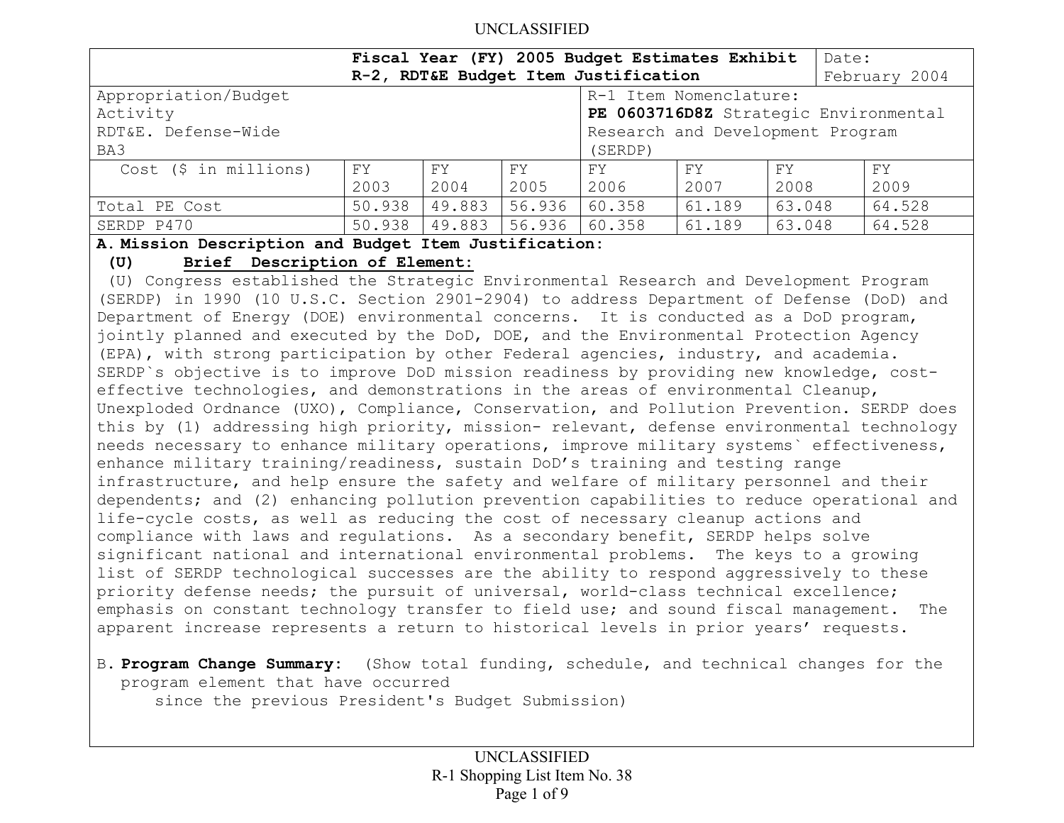UNCLASSIFIED

| **Fiscal Year (FY) 2005 Budget Estimates Exhibit R-2, RDT&E Budget Item Justification** | | | | | | | Date: February 2004 |
|---|---|---|---|---|---|---|---|
| Appropriation/Budget Activity RDT&E. Defense-Wide BA3 | | | | R-1 Item Nomenclature: **PE 0603716D8Z** Strategic Environmental Research and Development Program (SERDP) | | | |
| Cost ($ in millions) | FY 2003 | FY 2004 | FY 2005 | FY 2006 | FY 2007 | FY 2008 | FY 2009 |
| Total PE Cost | 50.938 | 49.883 | 56.936 | 60.358 | 61.189 | 63.048 | 64.528 |
| SERDP P470 | 50.938 | 49.883 | 56.936 | 60.358 | 61.189 | 63.048 | 64.528 |

**A. Mission Description and Budget Item Justification:**

**(U) Brief Description of Element:**

(U) Congress established the Strategic Environmental Research and Development Program (SERDP) in 1990 (10 U.S.C. Section 2901-2904) to address Department of Defense (DoD) and Department of Energy (DOE) environmental concerns. It is conducted as a DoD program, jointly planned and executed by the DoD, DOE, and the Environmental Protection Agency (EPA), with strong participation by other Federal agencies, industry, and academia. SERDP`s objective is to improve DoD mission readiness by providing new knowledge, cost-effective technologies, and demonstrations in the areas of environmental Cleanup, Unexploded Ordnance (UXO), Compliance, Conservation, and Pollution Prevention. SERDP does this by (1) addressing high priority, mission- relevant, defense environmental technology needs necessary to enhance military operations, improve military systems` effectiveness, enhance military training/readiness, sustain DoD's training and testing range infrastructure, and help ensure the safety and welfare of military personnel and their dependents; and (2) enhancing pollution prevention capabilities to reduce operational and life-cycle costs, as well as reducing the cost of necessary cleanup actions and compliance with laws and regulations. As a secondary benefit, SERDP helps solve significant national and international environmental problems. The keys to a growing list of SERDP technological successes are the ability to respond aggressively to these priority defense needs; the pursuit of universal, world-class technical excellence; emphasis on constant technology transfer to field use; and sound fiscal management. The apparent increase represents a return to historical levels in prior years' requests.

B. **Program Change Summary:** (Show total funding, schedule, and technical changes for the program element that have occurred since the previous President's Budget Submission)

UNCLASSIFIED

R-1 Shopping List Item No. 38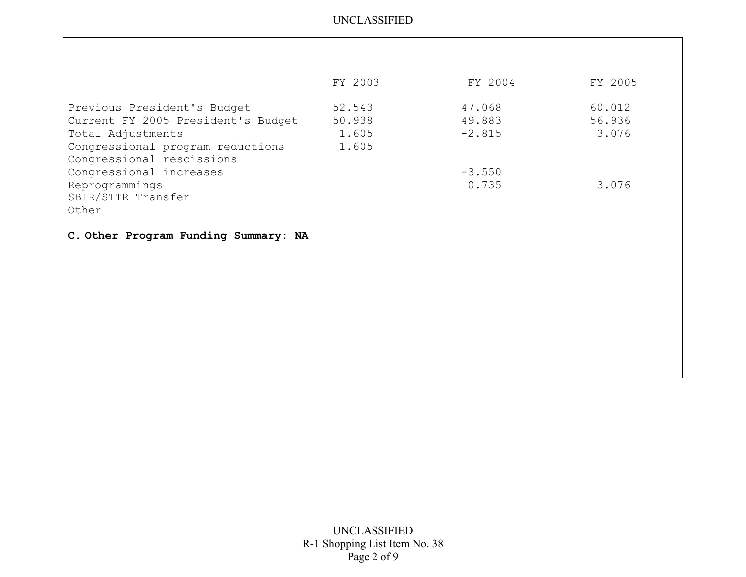| | FY 2003 | FY 2004 | FY 2005 |
|---|---|---|---|
| Previous President's Budget | 52.543 | 47.068 | 60.012 |
| Current FY 2005 President's Budget | 50.938 | 49.883 | 56.936 |
| Total Adjustments | 1.605 | -2.815 | 3.076 |
| Congressional program reductions | 1.605 | | |
| Congressional rescissions | | | |
| Congressional increases | | -3.550 | |
| Reprogrammings | | 0.735 | 3.076 |
| SBIR/STTR Transfer | | | |
| Other | | | |

**C. Other Program Funding Summary: NA**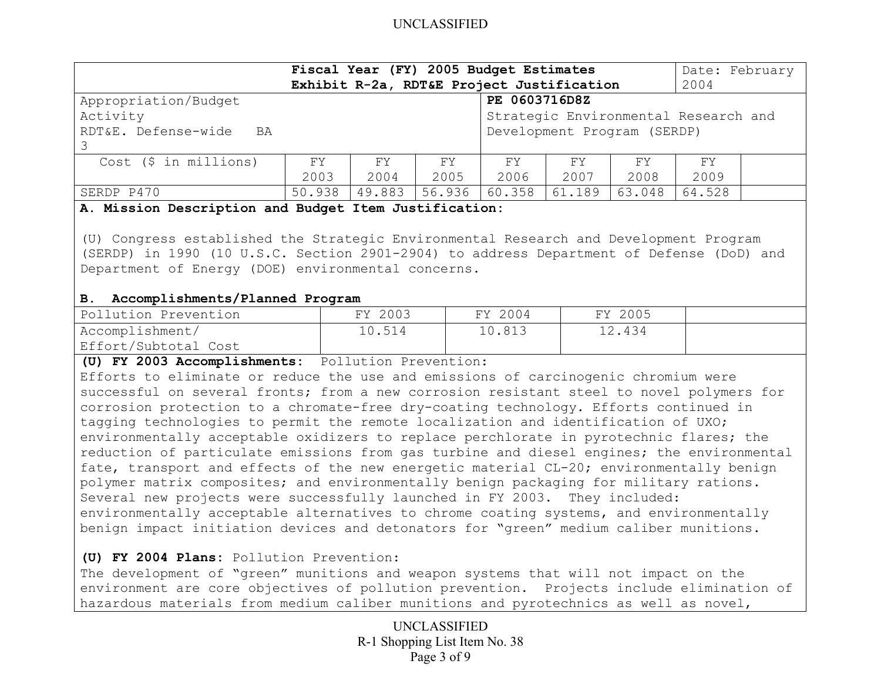| Fiscal Year (FY) 2005 Budget Estimates<br>Exhibit R-2a, RDT&E Project Justification | | | | | | | Date: February 2004 |
|---|---|---|---|---|---|---|---|
| Appropriation/Budget Activity<br>RDT&E. Defense-wide BA 3 | | | | PE 0603716D8Z<br>Strategic Environmental Research and Development Program (SERDP) | | | |
| Cost ($ in millions) | FY 2003 | FY 2004 | FY 2005 | FY 2006 | FY 2007 | FY 2008 | FY 2009 |
| SERDP P470 | 50.938 | 49.883 | 56.936 | 60.358 | 61.189 | 63.048 | 64.528 |

**A. Mission Description and Budget Item Justification:**

(U) Congress established the Strategic Environmental Research and Development Program (SERDP) in 1990 (10 U.S.C. Section 2901-2904) to address Department of Defense (DoD) and Department of Energy (DOE) environmental concerns.

**B. Accomplishments/Planned Program**

| Pollution Prevention | FY 2003 | FY 2004 | FY 2005 | |
|---|---|---|---|---|
| Accomplishment/ Effort/Subtotal Cost | 10.514 | 10.813 | 12.434 | |

**(U) FY 2003 Accomplishments:** Pollution Prevention:
Efforts to eliminate or reduce the use and emissions of carcinogenic chromium were successful on several fronts; from a new corrosion resistant steel to novel polymers for corrosion protection to a chromate-free dry-coating technology. Efforts continued in tagging technologies to permit the remote localization and identification of UXO; environmentally acceptable oxidizers to replace perchlorate in pyrotechnic flares; the reduction of particulate emissions from gas turbine and diesel engines; the environmental fate, transport and effects of the new energetic material CL-20; environmentally benign polymer matrix composites; and environmentally benign packaging for military rations. Several new projects were successfully launched in FY 2003. They included: environmentally acceptable alternatives to chrome coating systems, and environmentally benign impact initiation devices and detonators for "green" medium caliber munitions.

**(U) FY 2004 Plans:** Pollution Prevention:
The development of "green" munitions and weapon systems that will not impact on the environment are core objectives of pollution prevention. Projects include elimination of hazardous materials from medium caliber munitions and pyrotechnics as well as novel,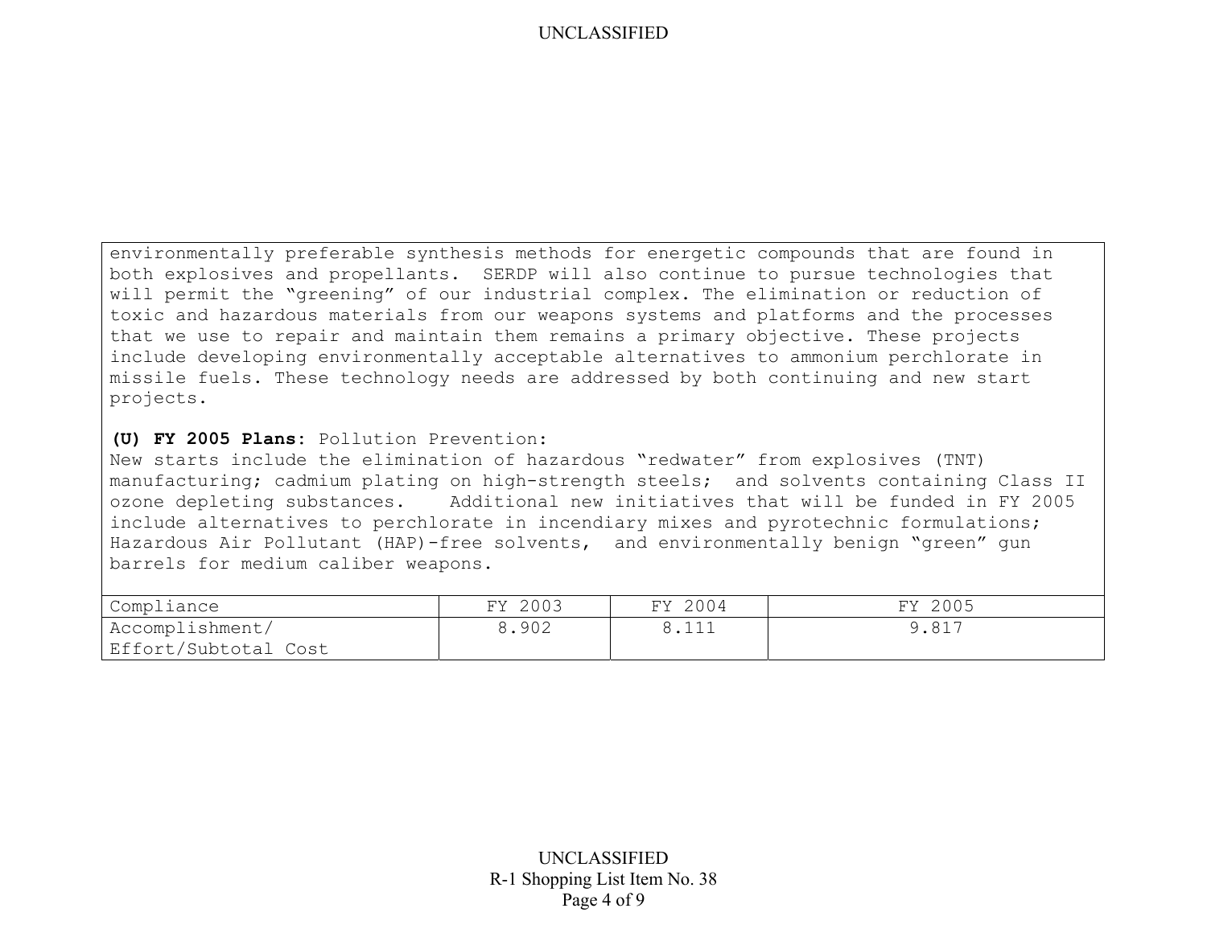environmentally preferable synthesis methods for energetic compounds that are found in both explosives and propellants. SERDP will also continue to pursue technologies that will permit the "greening" of our industrial complex. The elimination or reduction of toxic and hazardous materials from our weapons systems and platforms and the processes that we use to repair and maintain them remains a primary objective. These projects include developing environmentally acceptable alternatives to ammonium perchlorate in missile fuels. These technology needs are addressed by both continuing and new start projects.

**(U) FY 2005 Plans**: Pollution Prevention:
New starts include the elimination of hazardous "redwater" from explosives (TNT) manufacturing; cadmium plating on high-strength steels; and solvents containing Class II ozone depleting substances. Additional new initiatives that will be funded in FY 2005 include alternatives to perchlorate in incendiary mixes and pyrotechnic formulations; Hazardous Air Pollutant (HAP)-free solvents, and environmentally benign "green" gun barrels for medium caliber weapons.

| Compliance | FY 2003 | FY 2004 | FY 2005 |
|---|---|---|---|
| Accomplishment/ Effort/Subtotal Cost | 8.902 | 8.111 | 9.817 |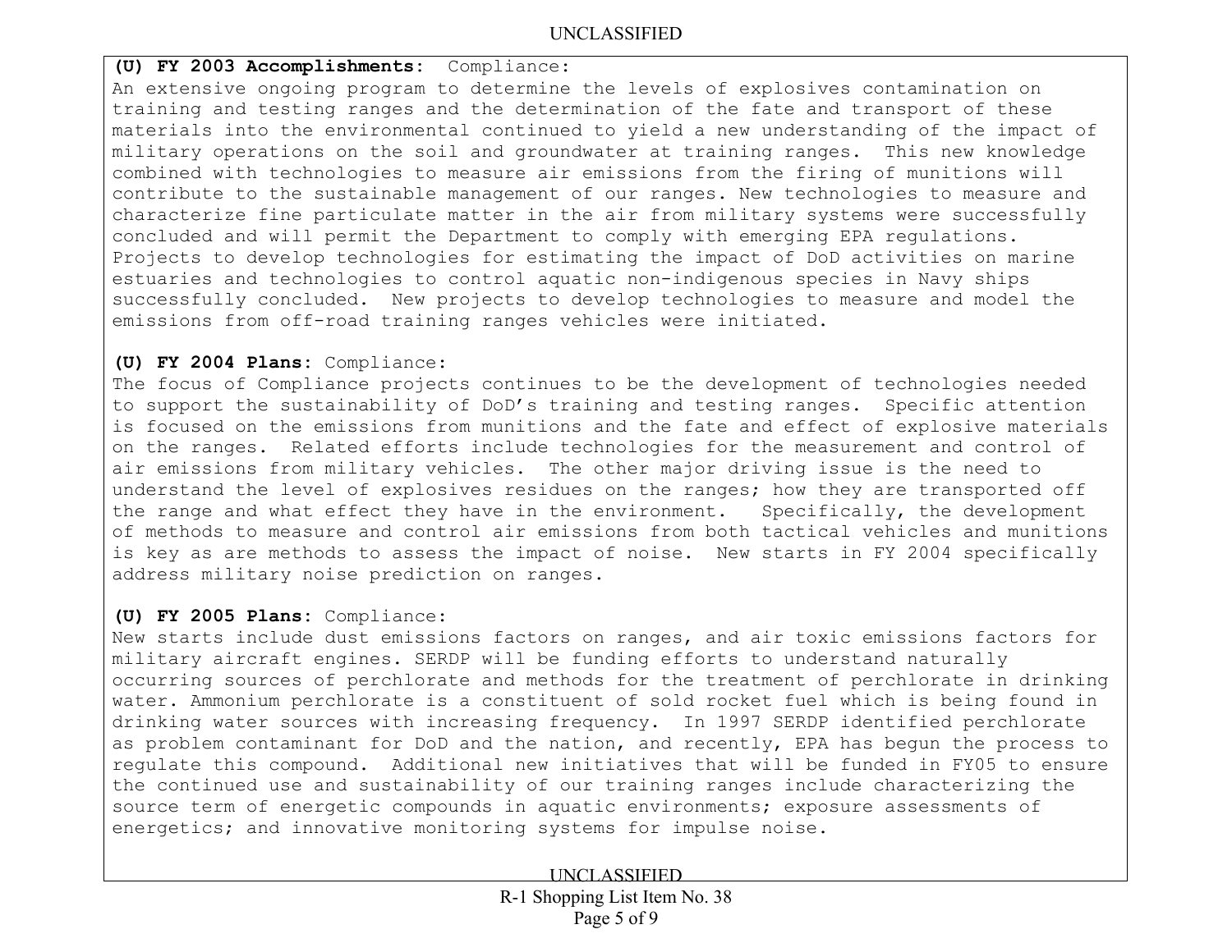**(U) FY 2003 Accomplishments:** Compliance:
An extensive ongoing program to determine the levels of explosives contamination on training and testing ranges and the determination of the fate and transport of these materials into the environmental continued to yield a new understanding of the impact of military operations on the soil and groundwater at training ranges. This new knowledge combined with technologies to measure air emissions from the firing of munitions will contribute to the sustainable management of our ranges. New technologies to measure and characterize fine particulate matter in the air from military systems were successfully concluded and will permit the Department to comply with emerging EPA regulations. Projects to develop technologies for estimating the impact of DoD activities on marine estuaries and technologies to control aquatic non-indigenous species in Navy ships successfully concluded. New projects to develop technologies to measure and model the emissions from off-road training ranges vehicles were initiated.

**(U) FY 2004 Plans:** Compliance:
The focus of Compliance projects continues to be the development of technologies needed to support the sustainability of DoD's training and testing ranges. Specific attention is focused on the emissions from munitions and the fate and effect of explosive materials on the ranges. Related efforts include technologies for the measurement and control of air emissions from military vehicles. The other major driving issue is the need to understand the level of explosives residues on the ranges; how they are transported off the range and what effect they have in the environment. Specifically, the development of methods to measure and control air emissions from both tactical vehicles and munitions is key as are methods to assess the impact of noise. New starts in FY 2004 specifically address military noise prediction on ranges.

**(U) FY 2005 Plans:** Compliance:
New starts include dust emissions factors on ranges, and air toxic emissions factors for military aircraft engines. SERDP will be funding efforts to understand naturally occurring sources of perchlorate and methods for the treatment of perchlorate in drinking water. Ammonium perchlorate is a constituent of sold rocket fuel which is being found in drinking water sources with increasing frequency. In 1997 SERDP identified perchlorate as problem contaminant for DoD and the nation, and recently, EPA has begun the process to regulate this compound. Additional new initiatives that will be funded in FY05 to ensure the continued use and sustainability of our training ranges include characterizing the source term of energetic compounds in aquatic environments; exposure assessments of energetics; and innovative monitoring systems for impulse noise.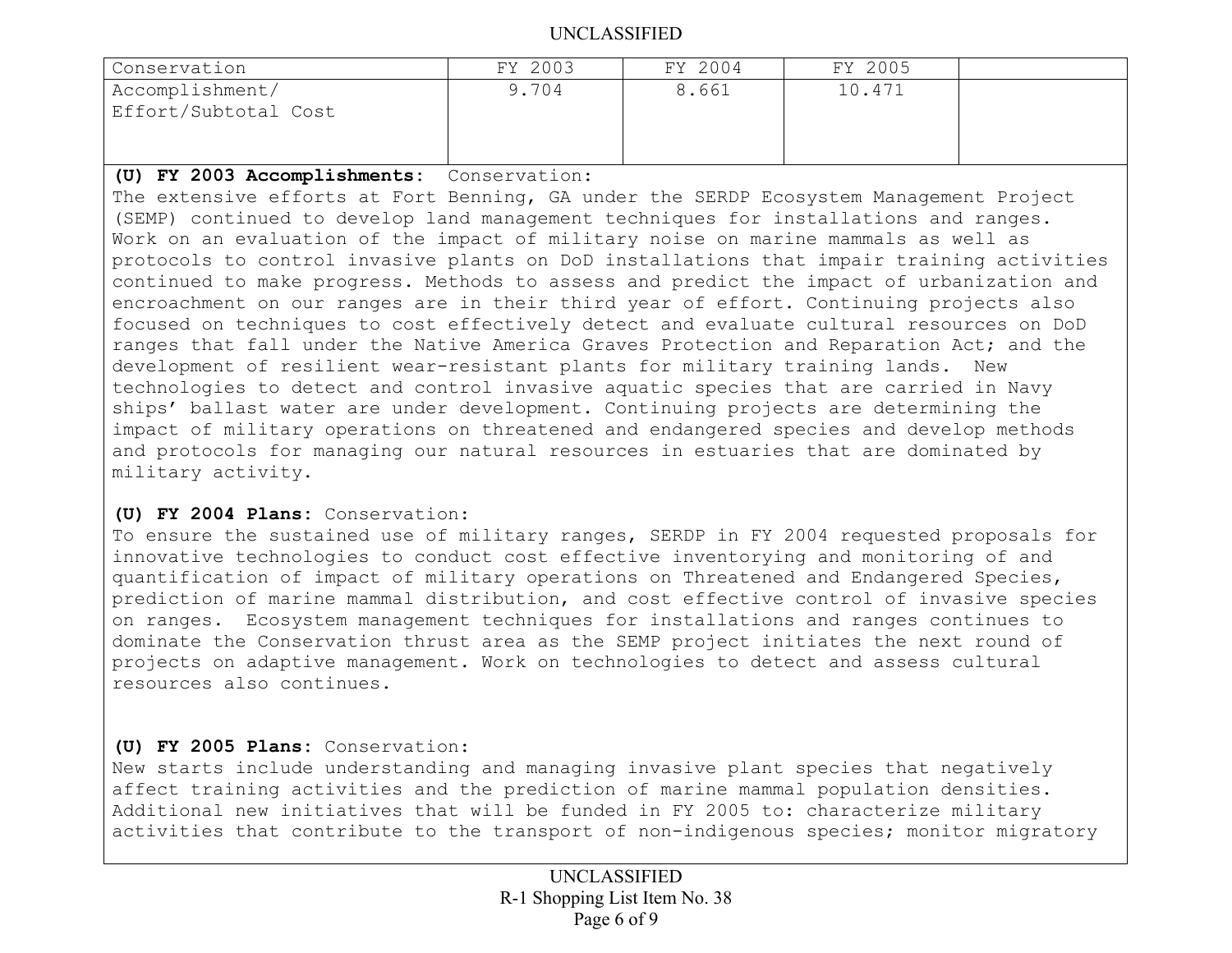| Conservation | FY 2003 | FY 2004 | FY 2005 | |
|---|---|---|---|---|
| Accomplishment/ Effort/Subtotal Cost | 9.704 | 8.661 | 10.471 | |

**(U) FY 2003 Accomplishments:** Conservation:
The extensive efforts at Fort Benning, GA under the SERDP Ecosystem Management Project (SEMP) continued to develop land management techniques for installations and ranges. Work on an evaluation of the impact of military noise on marine mammals as well as protocols to control invasive plants on DoD installations that impair training activities continued to make progress. Methods to assess and predict the impact of urbanization and encroachment on our ranges are in their third year of effort. Continuing projects also focused on techniques to cost effectively detect and evaluate cultural resources on DoD ranges that fall under the Native America Graves Protection and Reparation Act; and the development of resilient wear-resistant plants for military training lands. New technologies to detect and control invasive aquatic species that are carried in Navy ships' ballast water are under development. Continuing projects are determining the impact of military operations on threatened and endangered species and develop methods and protocols for managing our natural resources in estuaries that are dominated by military activity.

**(U) FY 2004 Plans:** Conservation:
To ensure the sustained use of military ranges, SERDP in FY 2004 requested proposals for innovative technologies to conduct cost effective inventorying and monitoring of and quantification of impact of military operations on Threatened and Endangered Species, prediction of marine mammal distribution, and cost effective control of invasive species on ranges. Ecosystem management techniques for installations and ranges continues to dominate the Conservation thrust area as the SEMP project initiates the next round of projects on adaptive management. Work on technologies to detect and assess cultural resources also continues.

**(U) FY 2005 Plans:** Conservation:
New starts include understanding and managing invasive plant species that negatively affect training activities and the prediction of marine mammal population densities. Additional new initiatives that will be funded in FY 2005 to: characterize military activities that contribute to the transport of non-indigenous species; monitor migratory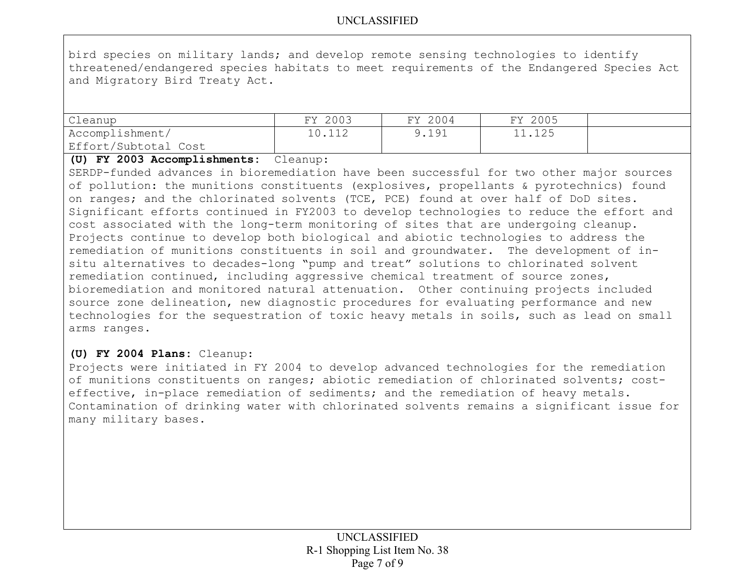bird species on military lands; and develop remote sensing technologies to identify threatened/endangered species habitats to meet requirements of the Endangered Species Act and Migratory Bird Treaty Act.

| Cleanup | FY 2003 | FY 2004 | FY 2005 | |
|---|---|---|---|---|
| Accomplishment/ Effort/Subtotal Cost | 10.112 | 9.191 | 11.125 | |

**(U) FY 2003 Accomplishments:** Cleanup:
SERDP-funded advances in bioremediation have been successful for two other major sources of pollution: the munitions constituents (explosives, propellants & pyrotechnics) found on ranges; and the chlorinated solvents (TCE, PCE) found at over half of DoD sites. Significant efforts continued in FY2003 to develop technologies to reduce the effort and cost associated with the long-term monitoring of sites that are undergoing cleanup. Projects continue to develop both biological and abiotic technologies to address the remediation of munitions constituents in soil and groundwater. The development of in-situ alternatives to decades-long "pump and treat" solutions to chlorinated solvent remediation continued, including aggressive chemical treatment of source zones, bioremediation and monitored natural attenuation. Other continuing projects included source zone delineation, new diagnostic procedures for evaluating performance and new technologies for the sequestration of toxic heavy metals in soils, such as lead on small arms ranges.

**(U) FY 2004 Plans:** Cleanup:
Projects were initiated in FY 2004 to develop advanced technologies for the remediation of munitions constituents on ranges; abiotic remediation of chlorinated solvents; cost-effective, in-place remediation of sediments; and the remediation of heavy metals. Contamination of drinking water with chlorinated solvents remains a significant issue for many military bases.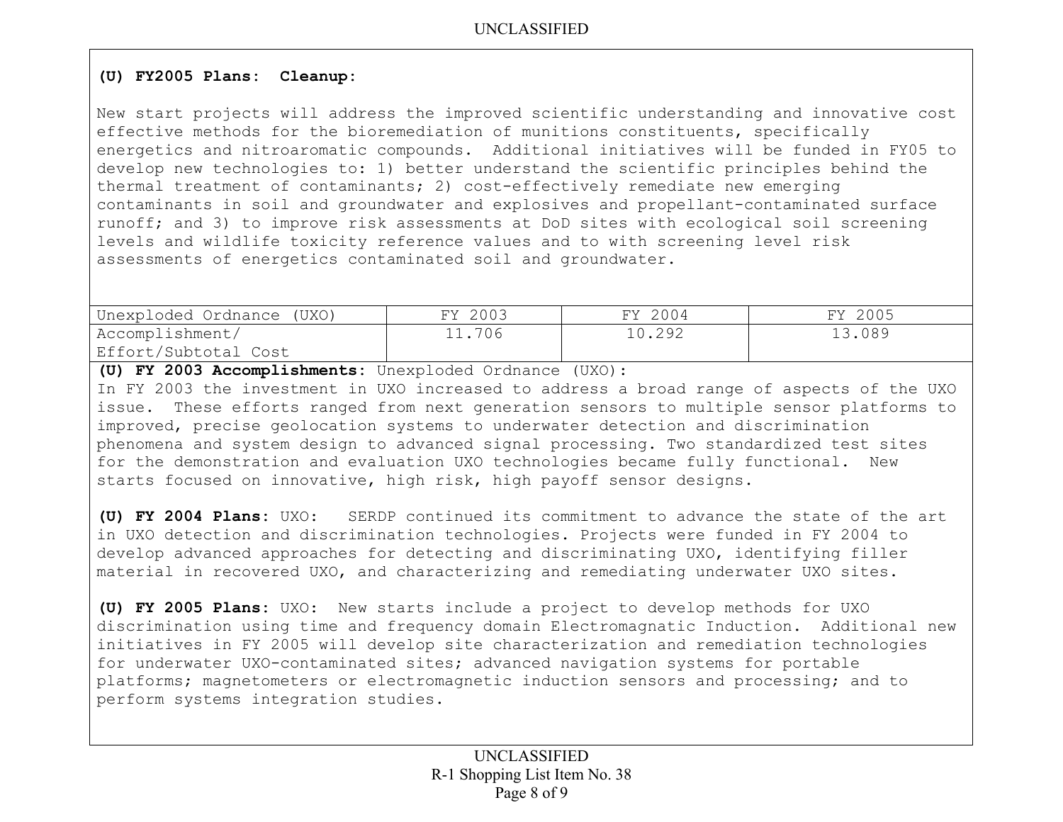**(U) FY2005 Plans: Cleanup:**

New start projects will address the improved scientific understanding and innovative cost effective methods for the bioremediation of munitions constituents, specifically energetics and nitroaromatic compounds. Additional initiatives will be funded in FY05 to develop new technologies to: 1) better understand the scientific principles behind the thermal treatment of contaminants; 2) cost-effectively remediate new emerging contaminants in soil and groundwater and explosives and propellant-contaminated surface runoff; and 3) to improve risk assessments at DoD sites with ecological soil screening levels and wildlife toxicity reference values and to with screening level risk assessments of energetics contaminated soil and groundwater.

| Unexploded Ordnance (UXO) | FY 2003 | FY 2004 | FY 2005 |
|---|---|---|---|
| Accomplishment/ Effort/Subtotal Cost | 11.706 | 10.292 | 13.089 |

**(U) FY 2003 Accomplishments:** Unexploded Ordnance (UXO):
In FY 2003 the investment in UXO increased to address a broad range of aspects of the UXO issue. These efforts ranged from next generation sensors to multiple sensor platforms to improved, precise geolocation systems to underwater detection and discrimination phenomena and system design to advanced signal processing. Two standardized test sites for the demonstration and evaluation UXO technologies became fully functional. New starts focused on innovative, high risk, high payoff sensor designs.

**(U) FY 2004 Plans:** UXO: SERDP continued its commitment to advance the state of the art in UXO detection and discrimination technologies. Projects were funded in FY 2004 to develop advanced approaches for detecting and discriminating UXO, identifying filler material in recovered UXO, and characterizing and remediating underwater UXO sites.

**(U) FY 2005 Plans:** UXO: New starts include a project to develop methods for UXO discrimination using time and frequency domain Electromagnatic Induction. Additional new initiatives in FY 2005 will develop site characterization and remediation technologies for underwater UXO-contaminated sites; advanced navigation systems for portable platforms; magnetometers or electromagnetic induction sensors and processing; and to perform systems integration studies.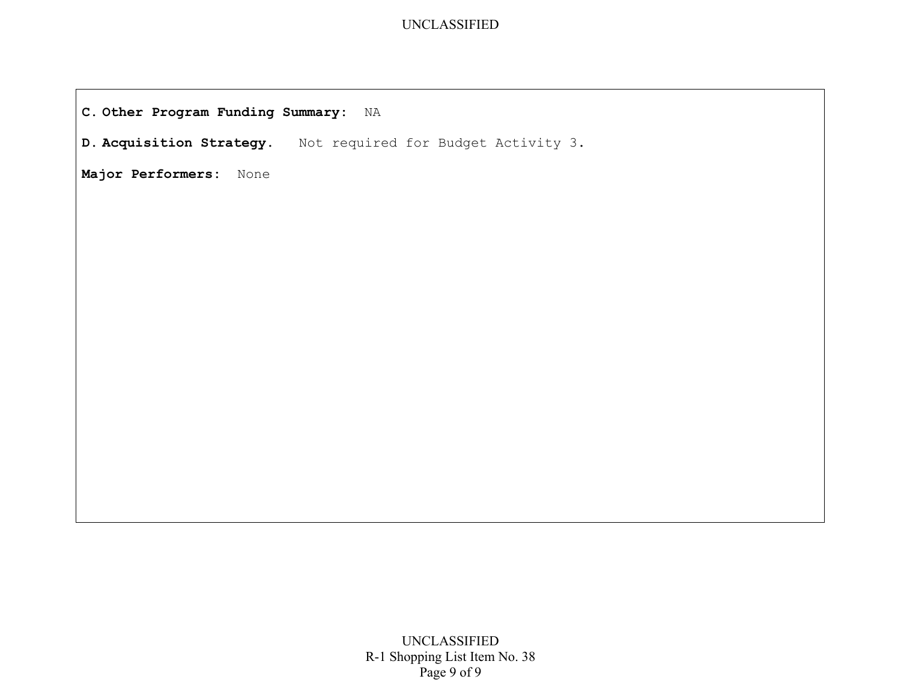**C. Other Program Funding Summary:** NA

**D. Acquisition Strategy.** Not required for Budget Activity 3.

**Major Performers:** None